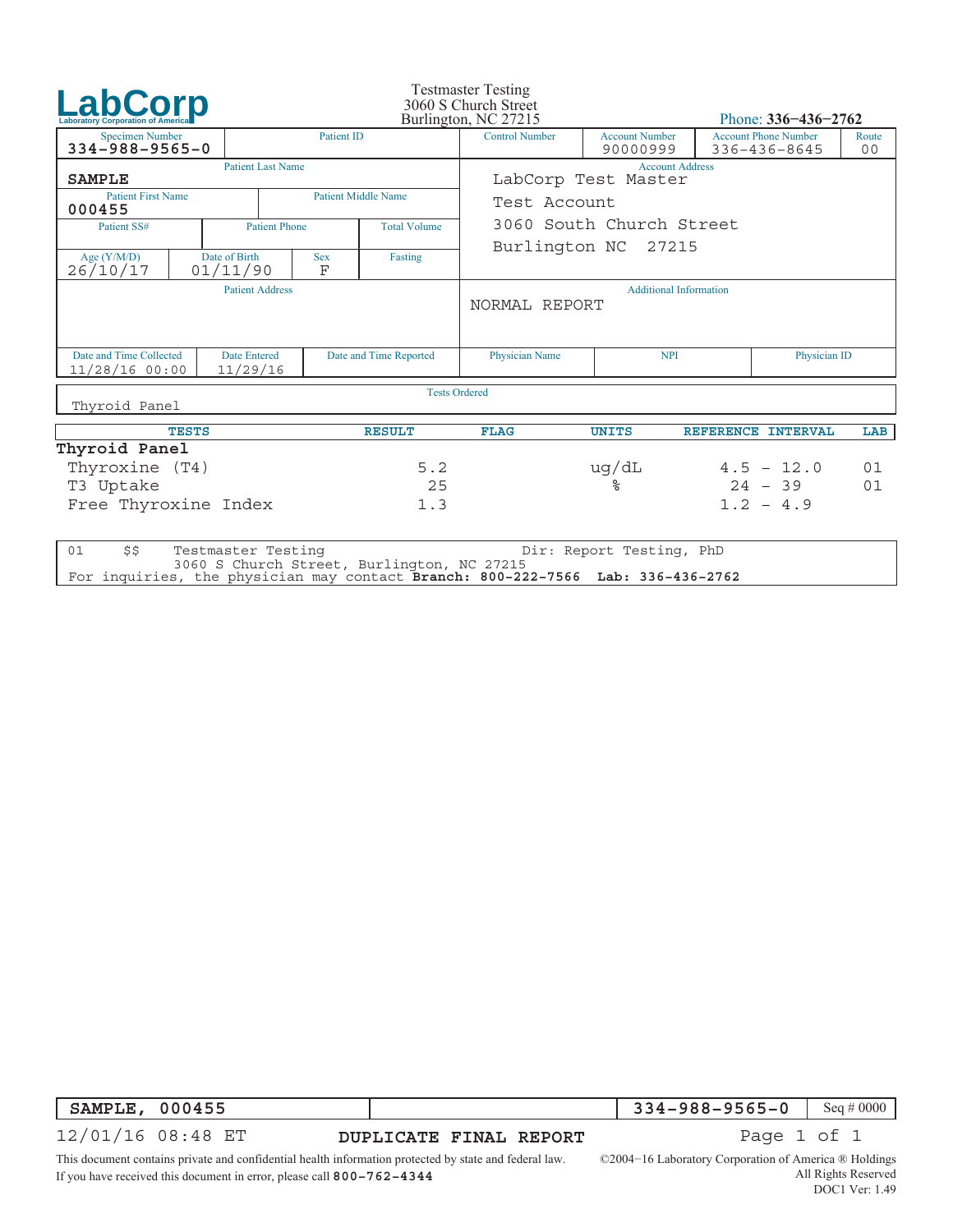# LabCorp

Laboratory Corporation of America

Testmaster Testing
3060 S Church Street
Burlington, NC 27215

Phone: **336-436-2762**

| Specimen Number | Patient ID | Control Number | Account Number | Account Phone Number | Route |
|---|---|---|---|---|---|
| 334-988-9565-0 | | | 90000999 | 336-436-8645 | 00 |

| Field | Value |
|---|---|
| Patient Last Name | **SAMPLE** |
| Patient First Name | 000455 |
| Patient Middle Name | |
| Patient SS# | |
| Patient Phone | |
| Total Volume | |
| Age (Y/M/D) | 26/10/17 |
| Date of Birth | 01/11/90 |
| Sex | F |
| Fasting | |
| Patient Address | |

**Account Address**
LabCorp Test Master
Test Account
3060 South Church Street
Burlington NC 27215

**Additional Information**
NORMAL REPORT

| Date and Time Collected | Date Entered | Date and Time Reported | Physician Name | NPI | Physician ID |
|---|---|---|---|---|---|
| 11/28/16 00:00 | 11/29/16 | | | | |

**Tests Ordered**
Thyroid Panel

| TESTS | RESULT | FLAG | UNITS | REFERENCE INTERVAL | LAB |
|---|---|---|---|---|---|
| **Thyroid Panel** | | | | | |
| Thyroxine (T4) | 5.2 | | ug/dL | 4.5 - 12.0 | 01 |
| T3 Uptake | 25 | | % | 24 - 39 | 01 |
| Free Thyroxine Index | 1.3 | | | 1.2 - 4.9 | |

01 $$ Testmaster Testing Dir: Report Testing, PhD
3060 S Church Street, Burlington, NC 27215
For inquiries, the physician may contact **Branch: 800-222-7566 Lab: 336-436-2762**

**SAMPLE, 000455** | **334-988-9565-0** | Seq # 0000

12/01/16 08:48 ET **DUPLICATE FINAL REPORT**

This document contains private and confidential health information protected by state and federal law.
If you have received this document in error, please call **800-762-4344**

©2004-16 Laboratory Corporation of America ® Holdings
All Rights Reserved
DOC1 Ver: 1.49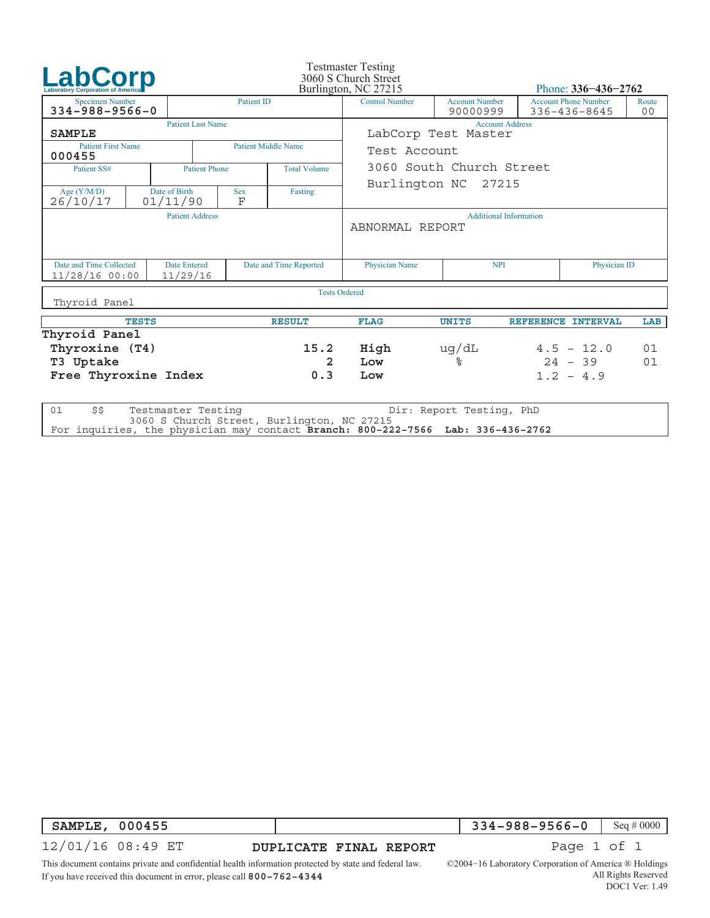# LabCorp

Laboratory Corporation of America

Testmaster Testing
3060 S Church Street
Burlington, NC 27215

Phone: **336-436-2762**

| Specimen Number | Patient ID | Control Number | Account Number | Account Phone Number | Route |
|---|---|---|---|---|---|
| 334-988-9566-0 | | | 90000999 | 336-436-8645 | 00 |

| Field | Value |
|---|---|
| Patient Last Name | **SAMPLE** |
| Patient First Name | **000455** |
| Patient Middle Name | |
| Patient SS# | |
| Patient Phone | |
| Total Volume | |
| Age (Y/M/D) | 26/10/17 |
| Date of Birth | 01/11/90 |
| Sex | F |
| Fasting | |
| Patient Address | |

**Account Address**

LabCorp Test Master
Test Account
3060 South Church Street
Burlington NC 27215

**Additional Information**

ABNORMAL REPORT

| Date and Time Collected | Date Entered | Date and Time Reported | Physician Name | NPI | Physician ID |
|---|---|---|---|---|---|
| 11/28/16 00:00 | 11/29/16 | | | | |

**Tests Ordered**

Thyroid Panel

| TESTS | RESULT | FLAG | UNITS | REFERENCE INTERVAL | LAB |
|---|---|---|---|---|---|
| **Thyroid Panel** | | | | | |
| **Thyroxine (T4)** | **15.2** | **High** | ug/dL | 4.5 - 12.0 | 01 |
| **T3 Uptake** | **2** | **Low** | % | 24 - 39 | 01 |
| **Free Thyroxine Index** | **0.3** | **Low** | | 1.2 - 4.9 | |

01 $$ Testmaster Testing Dir: Report Testing, PhD
3060 S Church Street, Burlington, NC 27215
For inquiries, the physician may contact **Branch: 800-222-7566 Lab: 336-436-2762**

| | | | |
|---|---|---|---|
| **SAMPLE, 000455** | | **334-988-9566-0** | Seq # 0000 |

12/01/16 08:49 ET

**DUPLICATE FINAL REPORT**

This document contains private and confidential health information protected by state and federal law.
If you have received this document in error, please call **800-762-4344**

©2004-16 Laboratory Corporation of America ® Holdings
All Rights Reserved
DOC1 Ver: 1.49